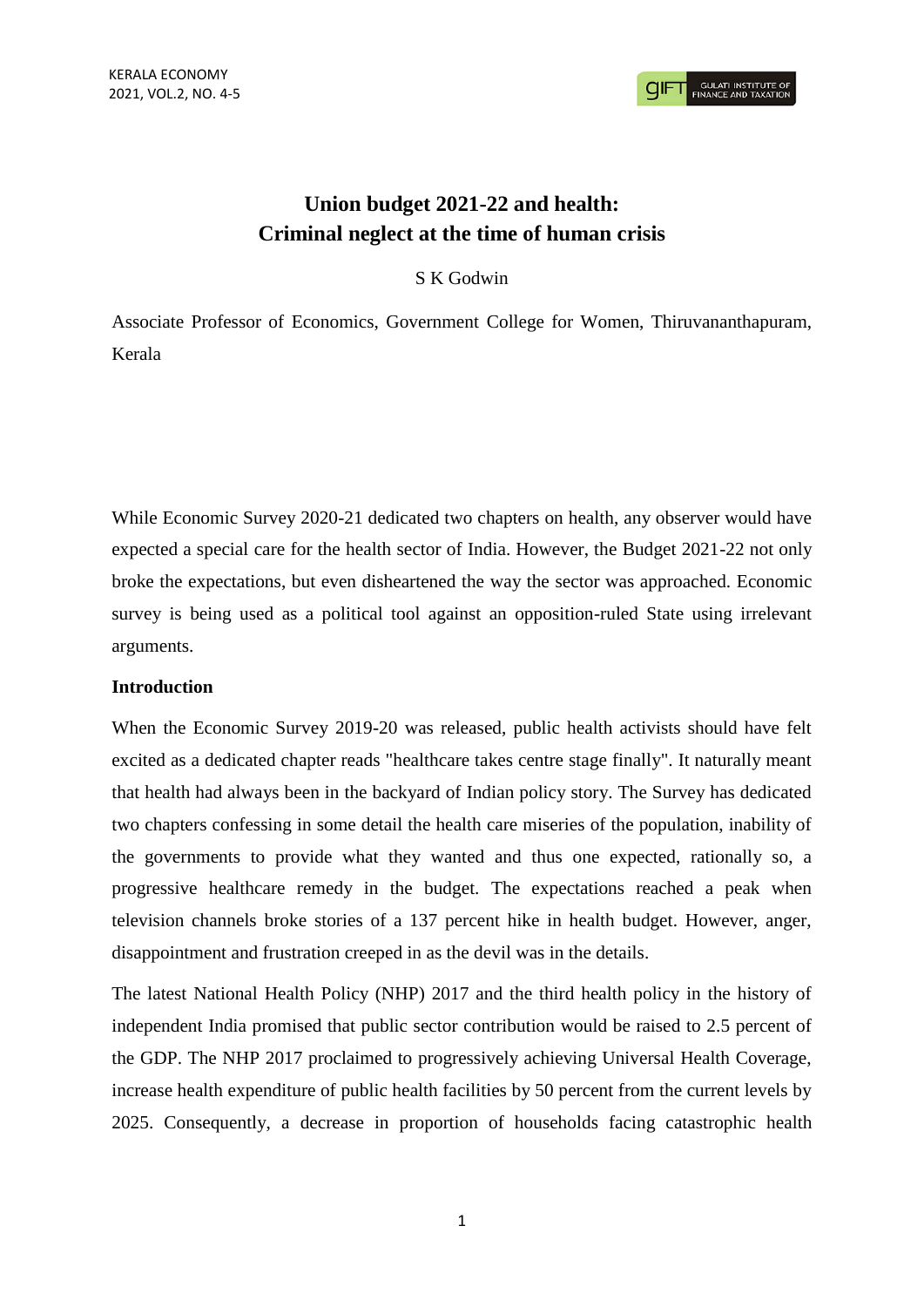# Union budget 2021-22 and health: Criminal neglect at the time of human crisis

S K Godwin

Associate Professor of Economics, Government College for Women, Thiruvananthapuram, Kerala

While Economic Survey 2020-21 dedicated two chapters on health, any observer would have expected a special care for the health sector of India. However, the Budget 2021-22 not only broke the expectations, but even disheartened the way the sector was approached. Economic survey is being used as a political tool against an opposition-ruled State using irrelevant arguments.

## Introduction

When the Economic Survey 2019-20 was released, public health activists should have felt excited as a dedicated chapter reads "healthcare takes centre stage finally". It naturally meant that health had always been in the backyard of Indian policy story. The Survey has dedicated two chapters confessing in some detail the health care miseries of the population, inability of the governments to provide what they wanted and thus one expected, rationally so, a progressive healthcare remedy in the budget. The expectations reached a peak when television channels broke stories of a 137 percent hike in health budget. However, anger, disappointment and frustration creeped in as the devil was in the details.

The latest National Health Policy (NHP) 2017 and the third health policy in the history of independent India promised that public sector contribution would be raised to 2.5 percent of the GDP. The NHP 2017 proclaimed to progressively achieving Universal Health Coverage, increase health expenditure of public health facilities by 50 percent from the current levels by 2025. Consequently, a decrease in proportion of households facing catastrophic health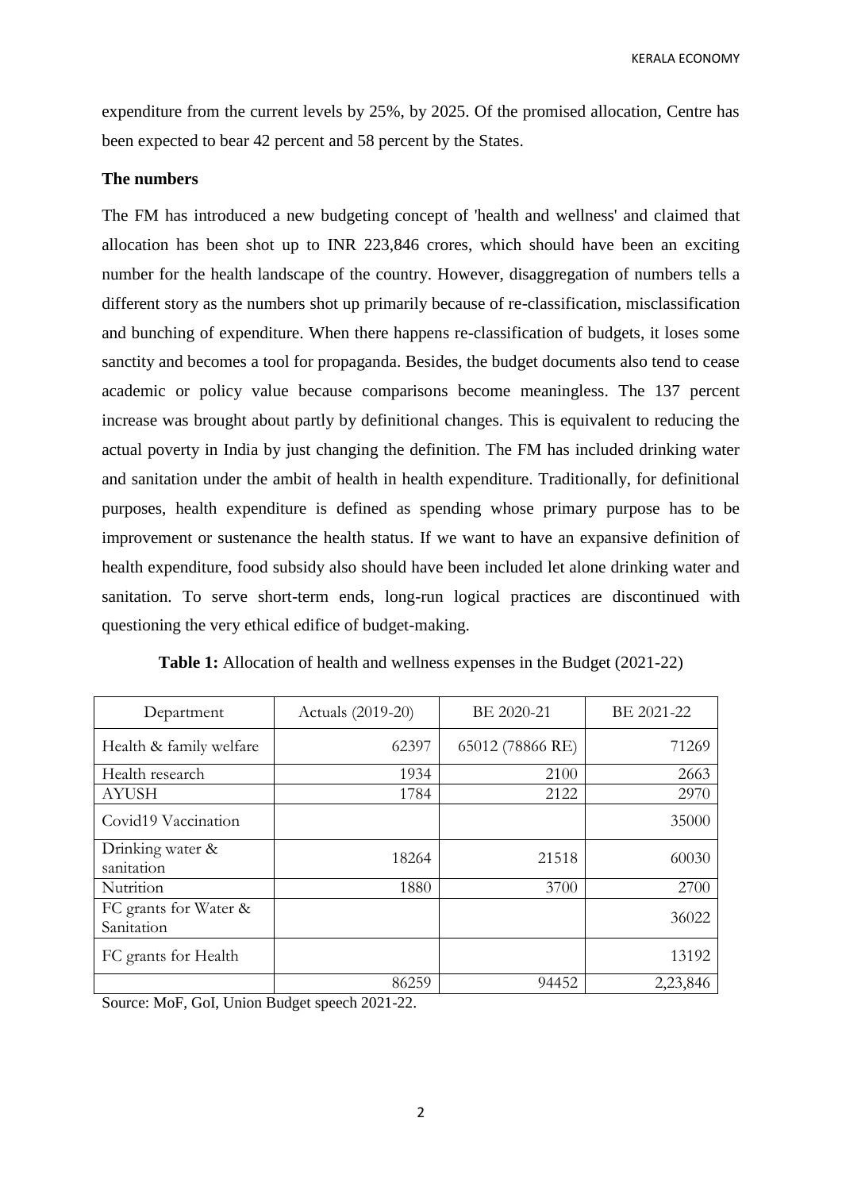expenditure from the current levels by 25%, by 2025. Of the promised allocation, Centre has been expected to bear 42 percent and 58 percent by the States.

**The numbers**

The FM has introduced a new budgeting concept of 'health and wellness' and claimed that allocation has been shot up to INR 223,846 crores, which should have been an exciting number for the health landscape of the country. However, disaggregation of numbers tells a different story as the numbers shot up primarily because of re-classification, misclassification and bunching of expenditure. When there happens re-classification of budgets, it loses some sanctity and becomes a tool for propaganda. Besides, the budget documents also tend to cease academic or policy value because comparisons become meaningless. The 137 percent increase was brought about partly by definitional changes. This is equivalent to reducing the actual poverty in India by just changing the definition. The FM has included drinking water and sanitation under the ambit of health in health expenditure. Traditionally, for definitional purposes, health expenditure is defined as spending whose primary purpose has to be improvement or sustenance the health status. If we want to have an expansive definition of health expenditure, food subsidy also should have been included let alone drinking water and sanitation. To serve short-term ends, long-run logical practices are discontinued with questioning the very ethical edifice of budget-making.

**Table 1:** Allocation of health and wellness expenses in the Budget (2021-22)

| Department | Actuals (2019-20) | BE 2020-21 | BE 2021-22 |
|---|---|---|---|
| Health & family welfare | 62397 | 65012 (78866 RE) | 71269 |
| Health research | 1934 | 2100 | 2663 |
| AYUSH | 1784 | 2122 | 2970 |
| Covid19 Vaccination | | | 35000 |
| Drinking water & sanitation | 18264 | 21518 | 60030 |
| Nutrition | 1880 | 3700 | 2700 |
| FC grants for Water & Sanitation | | | 36022 |
| FC grants for Health | | | 13192 |
| | 86259 | 94452 | 2,23,846 |

Source: MoF, GoI, Union Budget speech 2021-22.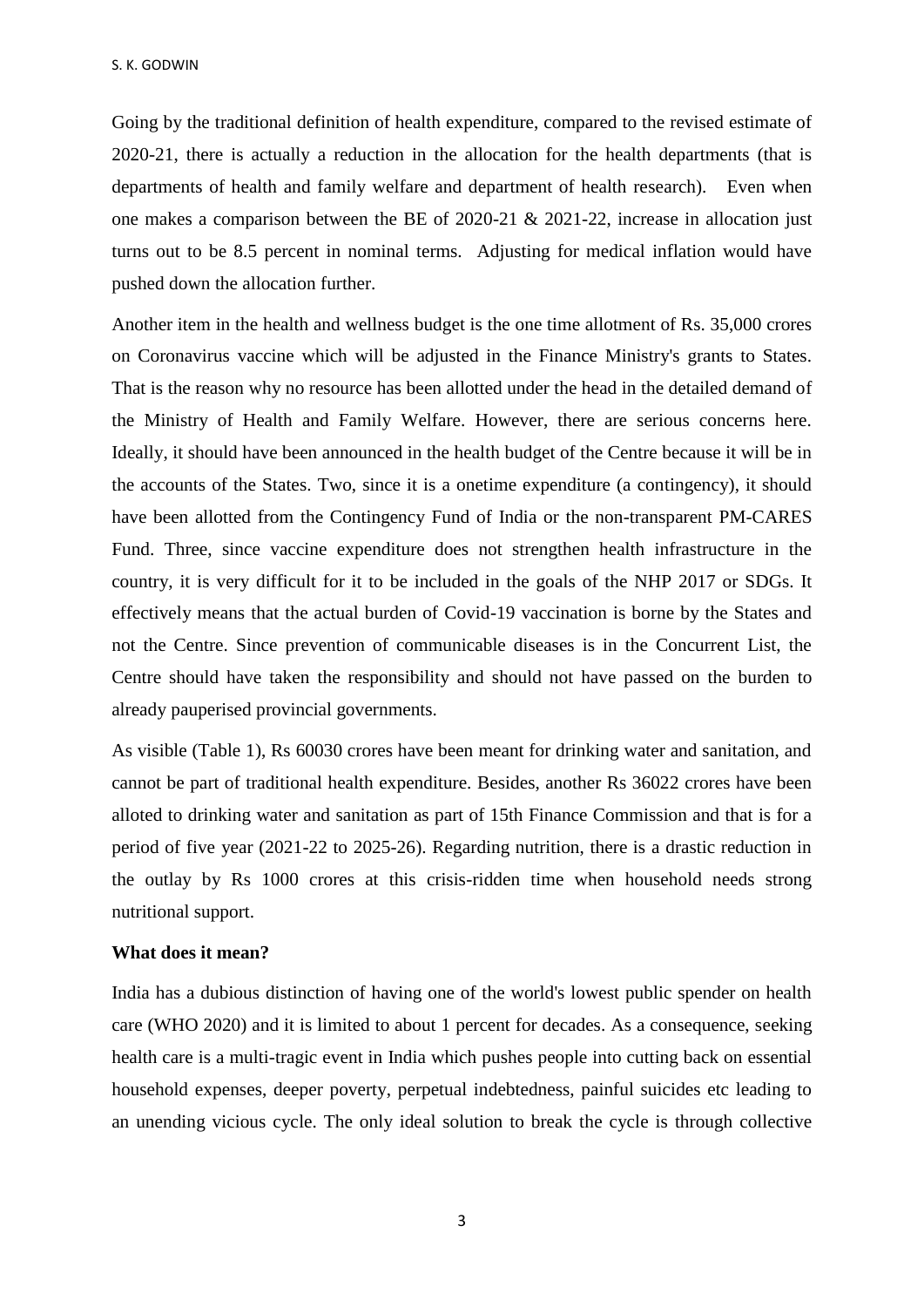Going by the traditional definition of health expenditure, compared to the revised estimate of 2020-21, there is actually a reduction in the allocation for the health departments (that is departments of health and family welfare and department of health research). Even when one makes a comparison between the BE of 2020-21 & 2021-22, increase in allocation just turns out to be 8.5 percent in nominal terms. Adjusting for medical inflation would have pushed down the allocation further.

Another item in the health and wellness budget is the one time allotment of Rs. 35,000 crores on Coronavirus vaccine which will be adjusted in the Finance Ministry's grants to States. That is the reason why no resource has been allotted under the head in the detailed demand of the Ministry of Health and Family Welfare. However, there are serious concerns here. Ideally, it should have been announced in the health budget of the Centre because it will be in the accounts of the States. Two, since it is a onetime expenditure (a contingency), it should have been allotted from the Contingency Fund of India or the non-transparent PM-CARES Fund. Three, since vaccine expenditure does not strengthen health infrastructure in the country, it is very difficult for it to be included in the goals of the NHP 2017 or SDGs. It effectively means that the actual burden of Covid-19 vaccination is borne by the States and not the Centre. Since prevention of communicable diseases is in the Concurrent List, the Centre should have taken the responsibility and should not have passed on the burden to already pauperised provincial governments.

As visible (Table 1), Rs 60030 crores have been meant for drinking water and sanitation, and cannot be part of traditional health expenditure. Besides, another Rs 36022 crores have been alloted to drinking water and sanitation as part of 15th Finance Commission and that is for a period of five year (2021-22 to 2025-26). Regarding nutrition, there is a drastic reduction in the outlay by Rs 1000 crores at this crisis-ridden time when household needs strong nutritional support.

**What does it mean?**

India has a dubious distinction of having one of the world's lowest public spender on health care (WHO 2020) and it is limited to about 1 percent for decades. As a consequence, seeking health care is a multi-tragic event in India which pushes people into cutting back on essential household expenses, deeper poverty, perpetual indebtedness, painful suicides etc leading to an unending vicious cycle. The only ideal solution to break the cycle is through collective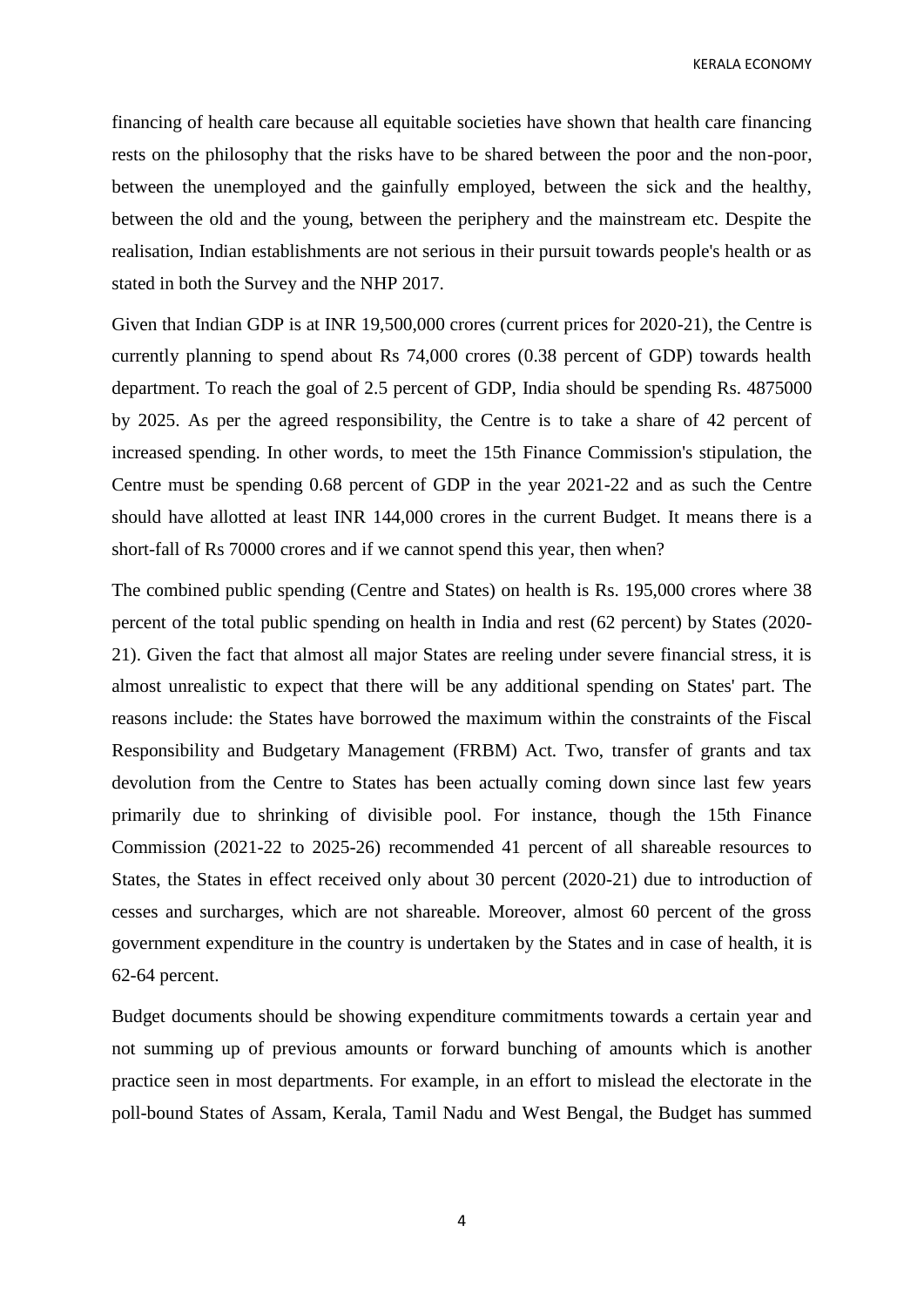financing of health care because all equitable societies have shown that health care financing rests on the philosophy that the risks have to be shared between the poor and the non-poor, between the unemployed and the gainfully employed, between the sick and the healthy, between the old and the young, between the periphery and the mainstream etc. Despite the realisation, Indian establishments are not serious in their pursuit towards people's health or as stated in both the Survey and the NHP 2017.

Given that Indian GDP is at INR 19,500,000 crores (current prices for 2020-21), the Centre is currently planning to spend about Rs 74,000 crores (0.38 percent of GDP) towards health department. To reach the goal of 2.5 percent of GDP, India should be spending Rs. 4875000 by 2025. As per the agreed responsibility, the Centre is to take a share of 42 percent of increased spending. In other words, to meet the 15th Finance Commission's stipulation, the Centre must be spending 0.68 percent of GDP in the year 2021-22 and as such the Centre should have allotted at least INR 144,000 crores in the current Budget. It means there is a short-fall of Rs 70000 crores and if we cannot spend this year, then when?

The combined public spending (Centre and States) on health is Rs. 195,000 crores where 38 percent of the total public spending on health in India and rest (62 percent) by States (2020-21). Given the fact that almost all major States are reeling under severe financial stress, it is almost unrealistic to expect that there will be any additional spending on States' part. The reasons include: the States have borrowed the maximum within the constraints of the Fiscal Responsibility and Budgetary Management (FRBM) Act. Two, transfer of grants and tax devolution from the Centre to States has been actually coming down since last few years primarily due to shrinking of divisible pool. For instance, though the 15th Finance Commission (2021-22 to 2025-26) recommended 41 percent of all shareable resources to States, the States in effect received only about 30 percent (2020-21) due to introduction of cesses and surcharges, which are not shareable. Moreover, almost 60 percent of the gross government expenditure in the country is undertaken by the States and in case of health, it is 62-64 percent.

Budget documents should be showing expenditure commitments towards a certain year and not summing up of previous amounts or forward bunching of amounts which is another practice seen in most departments. For example, in an effort to mislead the electorate in the poll-bound States of Assam, Kerala, Tamil Nadu and West Bengal, the Budget has summed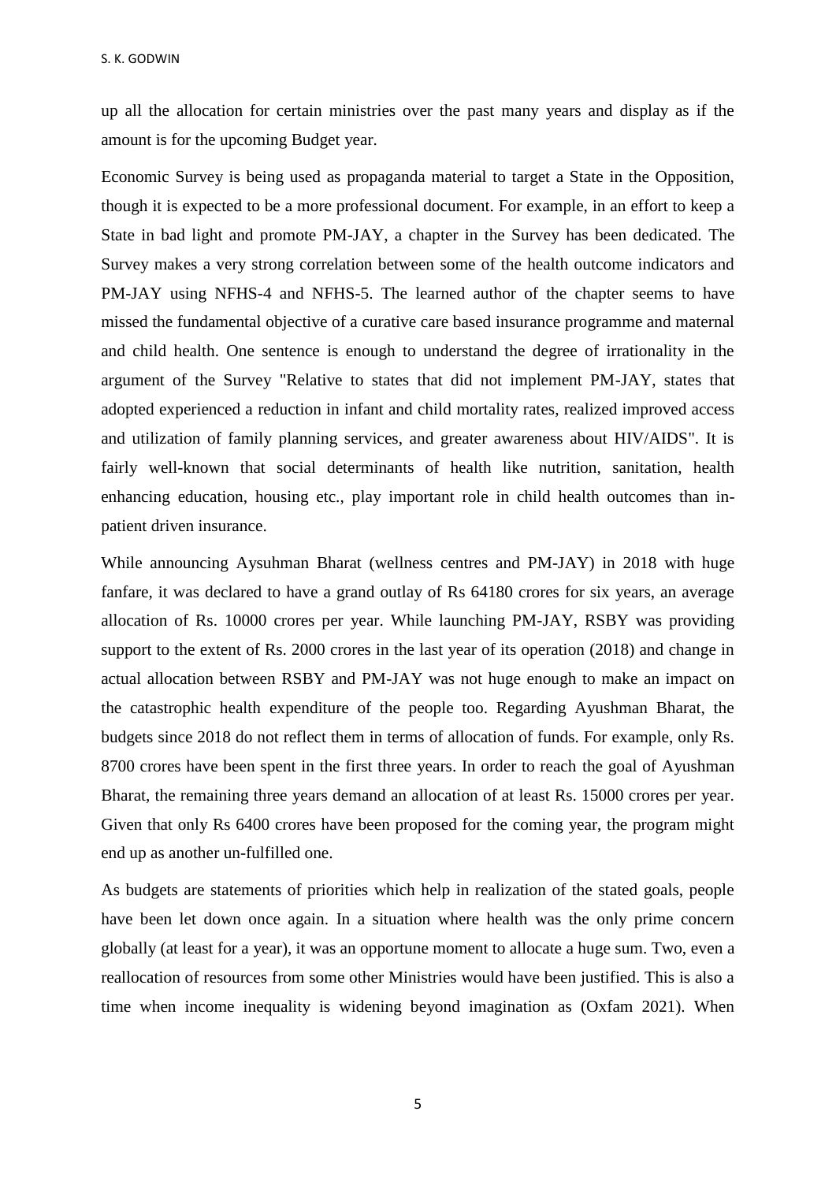up all the allocation for certain ministries over the past many years and display as if the amount is for the upcoming Budget year.

Economic Survey is being used as propaganda material to target a State in the Opposition, though it is expected to be a more professional document. For example, in an effort to keep a State in bad light and promote PM-JAY, a chapter in the Survey has been dedicated. The Survey makes a very strong correlation between some of the health outcome indicators and PM-JAY using NFHS-4 and NFHS-5. The learned author of the chapter seems to have missed the fundamental objective of a curative care based insurance programme and maternal and child health. One sentence is enough to understand the degree of irrationality in the argument of the Survey "Relative to states that did not implement PM-JAY, states that adopted experienced a reduction in infant and child mortality rates, realized improved access and utilization of family planning services, and greater awareness about HIV/AIDS". It is fairly well-known that social determinants of health like nutrition, sanitation, health enhancing education, housing etc., play important role in child health outcomes than in-patient driven insurance.

While announcing Aysuhman Bharat (wellness centres and PM-JAY) in 2018 with huge fanfare, it was declared to have a grand outlay of Rs 64180 crores for six years, an average allocation of Rs. 10000 crores per year. While launching PM-JAY, RSBY was providing support to the extent of Rs. 2000 crores in the last year of its operation (2018) and change in actual allocation between RSBY and PM-JAY was not huge enough to make an impact on the catastrophic health expenditure of the people too. Regarding Ayushman Bharat, the budgets since 2018 do not reflect them in terms of allocation of funds. For example, only Rs. 8700 crores have been spent in the first three years. In order to reach the goal of Ayushman Bharat, the remaining three years demand an allocation of at least Rs. 15000 crores per year. Given that only Rs 6400 crores have been proposed for the coming year, the program might end up as another un-fulfilled one.

As budgets are statements of priorities which help in realization of the stated goals, people have been let down once again. In a situation where health was the only prime concern globally (at least for a year), it was an opportune moment to allocate a huge sum. Two, even a reallocation of resources from some other Ministries would have been justified. This is also a time when income inequality is widening beyond imagination as (Oxfam 2021). When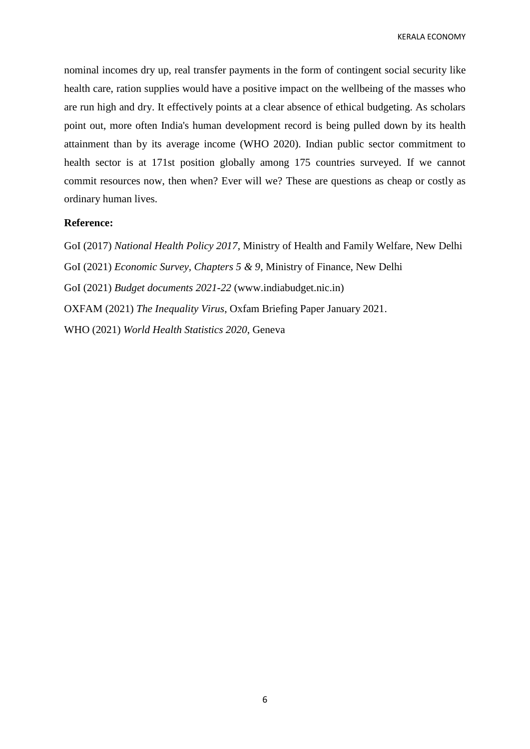nominal incomes dry up, real transfer payments in the form of contingent social security like health care, ration supplies would have a positive impact on the wellbeing of the masses who are run high and dry. It effectively points at a clear absence of ethical budgeting. As scholars point out, more often India's human development record is being pulled down by its health attainment than by its average income (WHO 2020). Indian public sector commitment to health sector is at 171st position globally among 175 countries surveyed. If we cannot commit resources now, then when? Ever will we? These are questions as cheap or costly as ordinary human lives.

**Reference:**

GoI (2017) *National Health Policy 2017*, Ministry of Health and Family Welfare, New Delhi

GoI (2021) *Economic Survey, Chapters 5 & 9*, Ministry of Finance, New Delhi

GoI (2021) *Budget documents 2021-22* (www.indiabudget.nic.in)

OXFAM (2021) *The Inequality Virus*, Oxfam Briefing Paper January 2021.

WHO (2021) *World Health Statistics 2020*, Geneva